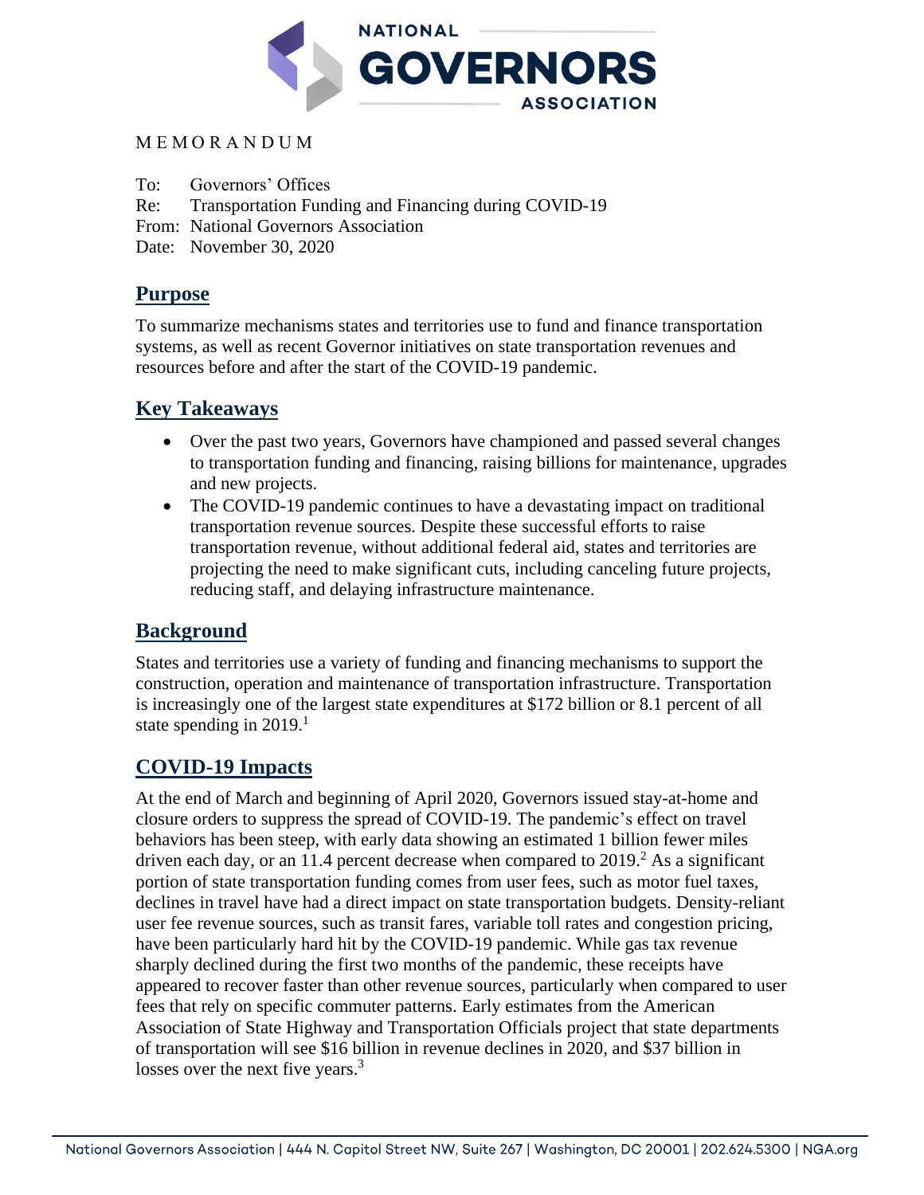MEMORANDUM

To: Governors' Offices
Re: Transportation Funding and Financing during COVID-19
From: National Governors Association
Date: November 30, 2020

## Purpose

To summarize mechanisms states and territories use to fund and finance transportation systems, as well as recent Governor initiatives on state transportation revenues and resources before and after the start of the COVID-19 pandemic.

## Key Takeaways

- Over the past two years, Governors have championed and passed several changes to transportation funding and financing, raising billions for maintenance, upgrades and new projects.
- The COVID-19 pandemic continues to have a devastating impact on traditional transportation revenue sources. Despite these successful efforts to raise transportation revenue, without additional federal aid, states and territories are projecting the need to make significant cuts, including canceling future projects, reducing staff, and delaying infrastructure maintenance.

## Background

States and territories use a variety of funding and financing mechanisms to support the construction, operation and maintenance of transportation infrastructure. Transportation is increasingly one of the largest state expenditures at $172 billion or 8.1 percent of all state spending in 2019.[1]

## COVID-19 Impacts

At the end of March and beginning of April 2020, Governors issued stay-at-home and closure orders to suppress the spread of COVID-19. The pandemic's effect on travel behaviors has been steep, with early data showing an estimated 1 billion fewer miles driven each day, or an 11.4 percent decrease when compared to 2019.[2] As a significant portion of state transportation funding comes from user fees, such as motor fuel taxes, declines in travel have had a direct impact on state transportation budgets. Density-reliant user fee revenue sources, such as transit fares, variable toll rates and congestion pricing, have been particularly hard hit by the COVID-19 pandemic. While gas tax revenue sharply declined during the first two months of the pandemic, these receipts have appeared to recover faster than other revenue sources, particularly when compared to user fees that rely on specific commuter patterns. Early estimates from the American Association of State Highway and Transportation Officials project that state departments of transportation will see $16 billion in revenue declines in 2020, and $37 billion in losses over the next five years.[3]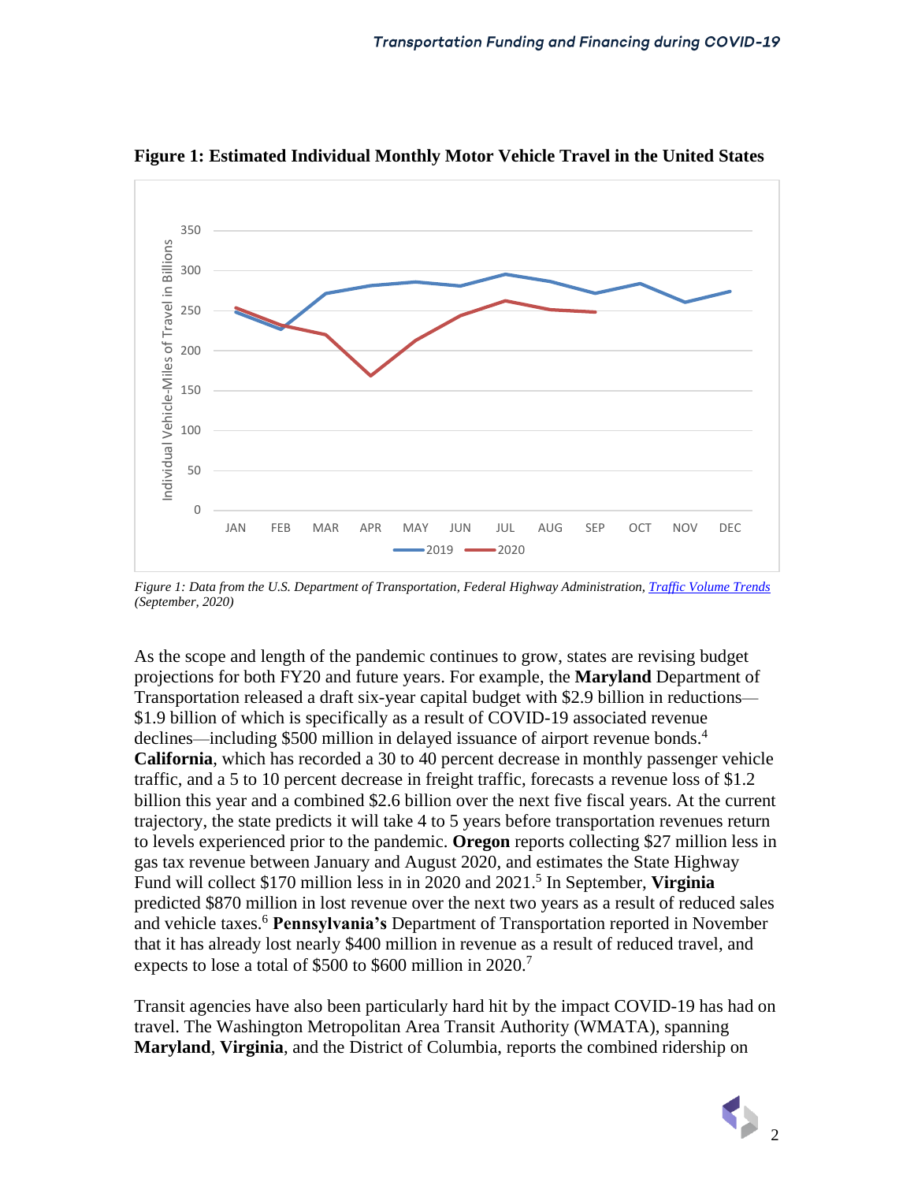**Figure 1: Estimated Individual Monthly Motor Vehicle Travel in the United States**

*Figure 1: Data from the U.S. Department of Transportation, Federal Highway Administration, [Traffic Volume Trends](#) (September, 2020)*

As the scope and length of the pandemic continues to grow, states are revising budget projections for both FY20 and future years. For example, the **Maryland** Department of Transportation released a draft six-year capital budget with $2.9 billion in reductions—$1.9 billion of which is specifically as a result of COVID-19 associated revenue declines—including $500 million in delayed issuance of airport revenue bonds.[4] **California**, which has recorded a 30 to 40 percent decrease in monthly passenger vehicle traffic, and a 5 to 10 percent decrease in freight traffic, forecasts a revenue loss of $1.2 billion this year and a combined $2.6 billion over the next five fiscal years. At the current trajectory, the state predicts it will take 4 to 5 years before transportation revenues return to levels experienced prior to the pandemic. **Oregon** reports collecting $27 million less in gas tax revenue between January and August 2020, and estimates the State Highway Fund will collect $170 million less in in 2020 and 2021.[5] In September, **Virginia** predicted $870 million in lost revenue over the next two years as a result of reduced sales and vehicle taxes.[6] **Pennsylvania's** Department of Transportation reported in November that it has already lost nearly $400 million in revenue as a result of reduced travel, and expects to lose a total of $500 to $600 million in 2020.[7]

Transit agencies have also been particularly hard hit by the impact COVID-19 has had on travel. The Washington Metropolitan Area Transit Authority (WMATA), spanning **Maryland**, **Virginia**, and the District of Columbia, reports the combined ridership on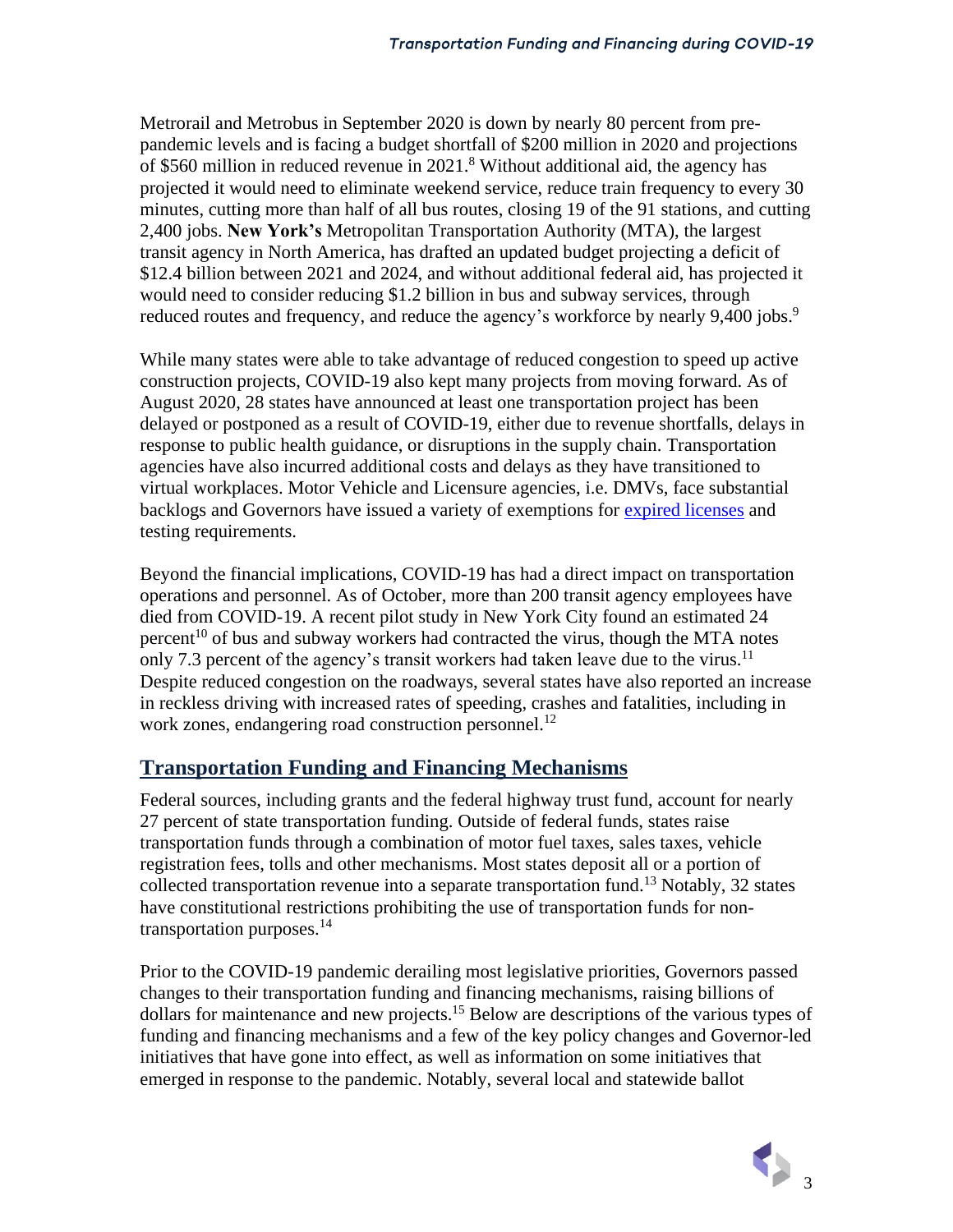Metrorail and Metrobus in September 2020 is down by nearly 80 percent from pre-pandemic levels and is facing a budget shortfall of $200 million in 2020 and projections of $560 million in reduced revenue in 2021.[8] Without additional aid, the agency has projected it would need to eliminate weekend service, reduce train frequency to every 30 minutes, cutting more than half of all bus routes, closing 19 of the 91 stations, and cutting 2,400 jobs. **New York's** Metropolitan Transportation Authority (MTA), the largest transit agency in North America, has drafted an updated budget projecting a deficit of $12.4 billion between 2021 and 2024, and without additional federal aid, has projected it would need to consider reducing $1.2 billion in bus and subway services, through reduced routes and frequency, and reduce the agency's workforce by nearly 9,400 jobs.[9]

While many states were able to take advantage of reduced congestion to speed up active construction projects, COVID-19 also kept many projects from moving forward. As of August 2020, 28 states have announced at least one transportation project has been delayed or postponed as a result of COVID-19, either due to revenue shortfalls, delays in response to public health guidance, or disruptions in the supply chain. Transportation agencies have also incurred additional costs and delays as they have transitioned to virtual workplaces. Motor Vehicle and Licensure agencies, i.e. DMVs, face substantial backlogs and Governors have issued a variety of exemptions for expired licenses and testing requirements.

Beyond the financial implications, COVID-19 has had a direct impact on transportation operations and personnel. As of October, more than 200 transit agency employees have died from COVID-19. A recent pilot study in New York City found an estimated 24 percent[10] of bus and subway workers had contracted the virus, though the MTA notes only 7.3 percent of the agency's transit workers had taken leave due to the virus.[11] Despite reduced congestion on the roadways, several states have also reported an increase in reckless driving with increased rates of speeding, crashes and fatalities, including in work zones, endangering road construction personnel.[12]

## Transportation Funding and Financing Mechanisms

Federal sources, including grants and the federal highway trust fund, account for nearly 27 percent of state transportation funding. Outside of federal funds, states raise transportation funds through a combination of motor fuel taxes, sales taxes, vehicle registration fees, tolls and other mechanisms. Most states deposit all or a portion of collected transportation revenue into a separate transportation fund.[13] Notably, 32 states have constitutional restrictions prohibiting the use of transportation funds for non-transportation purposes.[14]

Prior to the COVID-19 pandemic derailing most legislative priorities, Governors passed changes to their transportation funding and financing mechanisms, raising billions of dollars for maintenance and new projects.[15] Below are descriptions of the various types of funding and financing mechanisms and a few of the key policy changes and Governor-led initiatives that have gone into effect, as well as information on some initiatives that emerged in response to the pandemic. Notably, several local and statewide ballot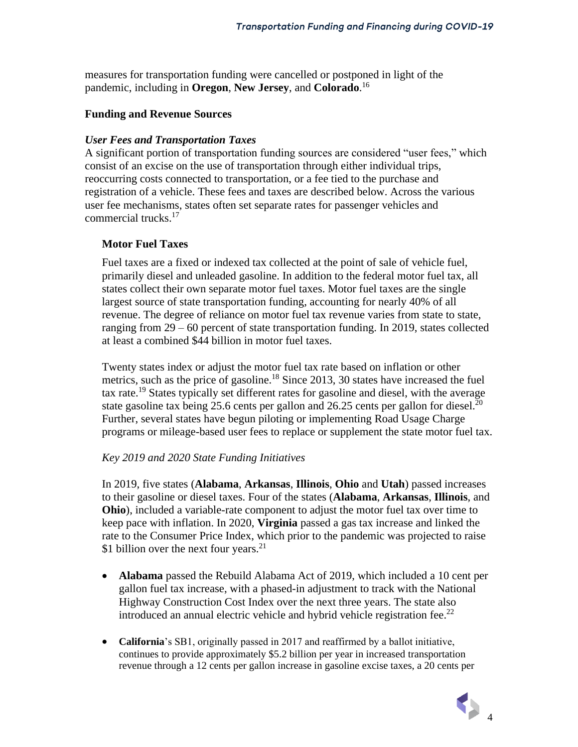measures for transportation funding were cancelled or postponed in light of the pandemic, including in **Oregon**, **New Jersey**, and **Colorado**.[16]

## Funding and Revenue Sources

### *User Fees and Transportation Taxes*

A significant portion of transportation funding sources are considered "user fees," which consist of an excise on the use of transportation through either individual trips, reoccurring costs connected to transportation, or a fee tied to the purchase and registration of a vehicle. These fees and taxes are described below. Across the various user fee mechanisms, states often set separate rates for passenger vehicles and commercial trucks.[17]

#### Motor Fuel Taxes

Fuel taxes are a fixed or indexed tax collected at the point of sale of vehicle fuel, primarily diesel and unleaded gasoline. In addition to the federal motor fuel tax, all states collect their own separate motor fuel taxes. Motor fuel taxes are the single largest source of state transportation funding, accounting for nearly 40% of all revenue. The degree of reliance on motor fuel tax revenue varies from state to state, ranging from 29 – 60 percent of state transportation funding. In 2019, states collected at least a combined $44 billion in motor fuel taxes.

Twenty states index or adjust the motor fuel tax rate based on inflation or other metrics, such as the price of gasoline.[18] Since 2013, 30 states have increased the fuel tax rate.[19] States typically set different rates for gasoline and diesel, with the average state gasoline tax being 25.6 cents per gallon and 26.25 cents per gallon for diesel.[20] Further, several states have begun piloting or implementing Road Usage Charge programs or mileage-based user fees to replace or supplement the state motor fuel tax.

*Key 2019 and 2020 State Funding Initiatives*

In 2019, five states (**Alabama**, **Arkansas**, **Illinois**, **Ohio** and **Utah**) passed increases to their gasoline or diesel taxes. Four of the states (**Alabama**, **Arkansas**, **Illinois**, and **Ohio**), included a variable-rate component to adjust the motor fuel tax over time to keep pace with inflation. In 2020, **Virginia** passed a gas tax increase and linked the rate to the Consumer Price Index, which prior to the pandemic was projected to raise $1 billion over the next four years.[21]

- **Alabama** passed the Rebuild Alabama Act of 2019, which included a 10 cent per gallon fuel tax increase, with a phased-in adjustment to track with the National Highway Construction Cost Index over the next three years. The state also introduced an annual electric vehicle and hybrid vehicle registration fee.[22]
- **California**'s SB1, originally passed in 2017 and reaffirmed by a ballot initiative, continues to provide approximately $5.2 billion per year in increased transportation revenue through a 12 cents per gallon increase in gasoline excise taxes, a 20 cents per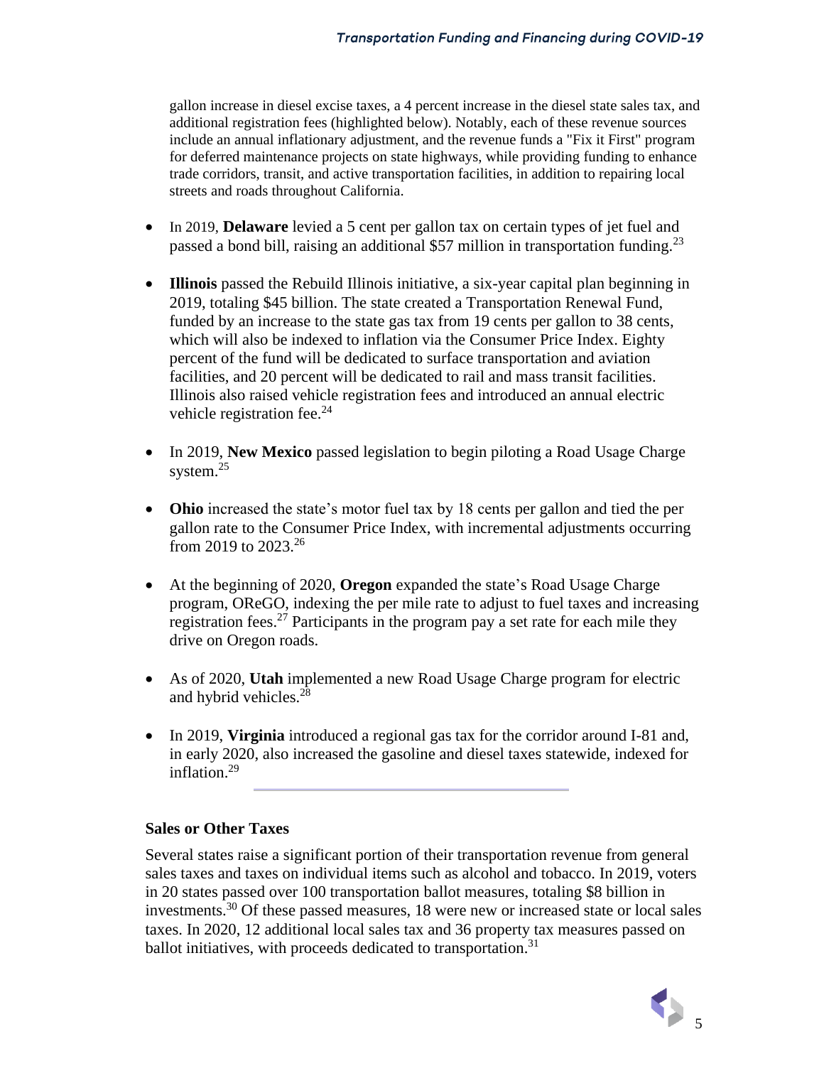gallon increase in diesel excise taxes, a 4 percent increase in the diesel state sales tax, and additional registration fees (highlighted below). Notably, each of these revenue sources include an annual inflationary adjustment, and the revenue funds a "Fix it First" program for deferred maintenance projects on state highways, while providing funding to enhance trade corridors, transit, and active transportation facilities, in addition to repairing local streets and roads throughout California.

- In 2019, **Delaware** levied a 5 cent per gallon tax on certain types of jet fuel and passed a bond bill, raising an additional $57 million in transportation funding.[23]
- **Illinois** passed the Rebuild Illinois initiative, a six-year capital plan beginning in 2019, totaling $45 billion. The state created a Transportation Renewal Fund, funded by an increase to the state gas tax from 19 cents per gallon to 38 cents, which will also be indexed to inflation via the Consumer Price Index. Eighty percent of the fund will be dedicated to surface transportation and aviation facilities, and 20 percent will be dedicated to rail and mass transit facilities. Illinois also raised vehicle registration fees and introduced an annual electric vehicle registration fee.[24]
- In 2019, **New Mexico** passed legislation to begin piloting a Road Usage Charge system.[25]
- **Ohio** increased the state's motor fuel tax by 18 cents per gallon and tied the per gallon rate to the Consumer Price Index, with incremental adjustments occurring from 2019 to 2023.[26]
- At the beginning of 2020, **Oregon** expanded the state's Road Usage Charge program, OReGO, indexing the per mile rate to adjust to fuel taxes and increasing registration fees.[27] Participants in the program pay a set rate for each mile they drive on Oregon roads.
- As of 2020, **Utah** implemented a new Road Usage Charge program for electric and hybrid vehicles.[28]
- In 2019, **Virginia** introduced a regional gas tax for the corridor around I-81 and, in early 2020, also increased the gasoline and diesel taxes statewide, indexed for inflation.[29]

### Sales or Other Taxes

Several states raise a significant portion of their transportation revenue from general sales taxes and taxes on individual items such as alcohol and tobacco. In 2019, voters in 20 states passed over 100 transportation ballot measures, totaling $8 billion in investments.[30] Of these passed measures, 18 were new or increased state or local sales taxes. In 2020, 12 additional local sales tax and 36 property tax measures passed on ballot initiatives, with proceeds dedicated to transportation.[31]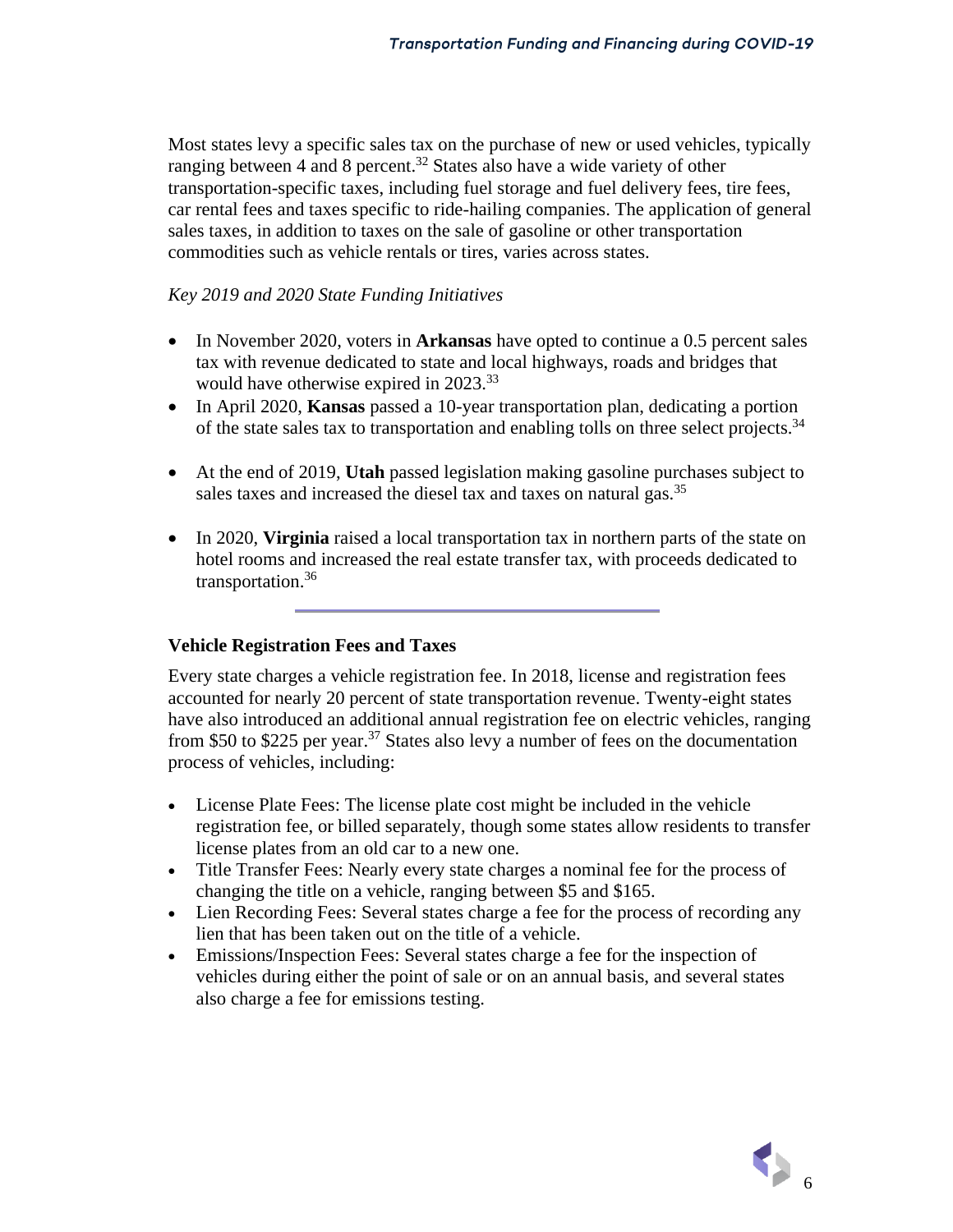Most states levy a specific sales tax on the purchase of new or used vehicles, typically ranging between 4 and 8 percent.[32] States also have a wide variety of other transportation-specific taxes, including fuel storage and fuel delivery fees, tire fees, car rental fees and taxes specific to ride-hailing companies. The application of general sales taxes, in addition to taxes on the sale of gasoline or other transportation commodities such as vehicle rentals or tires, varies across states.

*Key 2019 and 2020 State Funding Initiatives*

- In November 2020, voters in **Arkansas** have opted to continue a 0.5 percent sales tax with revenue dedicated to state and local highways, roads and bridges that would have otherwise expired in 2023.[33]
- In April 2020, **Kansas** passed a 10-year transportation plan, dedicating a portion of the state sales tax to transportation and enabling tolls on three select projects.[34]
- At the end of 2019, **Utah** passed legislation making gasoline purchases subject to sales taxes and increased the diesel tax and taxes on natural gas.[35]
- In 2020, **Virginia** raised a local transportation tax in northern parts of the state on hotel rooms and increased the real estate transfer tax, with proceeds dedicated to transportation.[36]

**Vehicle Registration Fees and Taxes**

Every state charges a vehicle registration fee. In 2018, license and registration fees accounted for nearly 20 percent of state transportation revenue. Twenty-eight states have also introduced an additional annual registration fee on electric vehicles, ranging from $50 to $225 per year.[37] States also levy a number of fees on the documentation process of vehicles, including:

- License Plate Fees: The license plate cost might be included in the vehicle registration fee, or billed separately, though some states allow residents to transfer license plates from an old car to a new one.
- Title Transfer Fees: Nearly every state charges a nominal fee for the process of changing the title on a vehicle, ranging between $5 and $165.
- Lien Recording Fees: Several states charge a fee for the process of recording any lien that has been taken out on the title of a vehicle.
- Emissions/Inspection Fees: Several states charge a fee for the inspection of vehicles during either the point of sale or on an annual basis, and several states also charge a fee for emissions testing.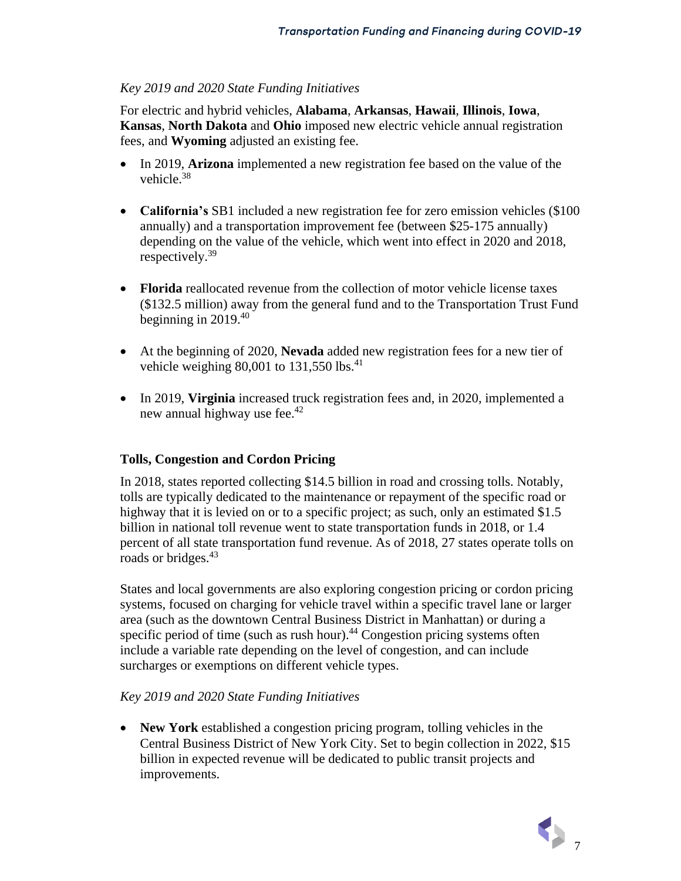*Key 2019 and 2020 State Funding Initiatives*

For electric and hybrid vehicles, **Alabama**, **Arkansas**, **Hawaii**, **Illinois**, **Iowa**, **Kansas**, **North Dakota** and **Ohio** imposed new electric vehicle annual registration fees, and **Wyoming** adjusted an existing fee.

- In 2019, **Arizona** implemented a new registration fee based on the value of the vehicle.[38]
- **California's** SB1 included a new registration fee for zero emission vehicles ($100 annually) and a transportation improvement fee (between $25-175 annually) depending on the value of the vehicle, which went into effect in 2020 and 2018, respectively.[39]
- **Florida** reallocated revenue from the collection of motor vehicle license taxes ($132.5 million) away from the general fund and to the Transportation Trust Fund beginning in 2019.[40]
- At the beginning of 2020, **Nevada** added new registration fees for a new tier of vehicle weighing 80,001 to 131,550 lbs.[41]
- In 2019, **Virginia** increased truck registration fees and, in 2020, implemented a new annual highway use fee.[42]

## Tolls, Congestion and Cordon Pricing

In 2018, states reported collecting $14.5 billion in road and crossing tolls. Notably, tolls are typically dedicated to the maintenance or repayment of the specific road or highway that it is levied on or to a specific project; as such, only an estimated $1.5 billion in national toll revenue went to state transportation funds in 2018, or 1.4 percent of all state transportation fund revenue. As of 2018, 27 states operate tolls on roads or bridges.[43]

States and local governments are also exploring congestion pricing or cordon pricing systems, focused on charging for vehicle travel within a specific travel lane or larger area (such as the downtown Central Business District in Manhattan) or during a specific period of time (such as rush hour).[44] Congestion pricing systems often include a variable rate depending on the level of congestion, and can include surcharges or exemptions on different vehicle types.

*Key 2019 and 2020 State Funding Initiatives*

- **New York** established a congestion pricing program, tolling vehicles in the Central Business District of New York City. Set to begin collection in 2022, $15 billion in expected revenue will be dedicated to public transit projects and improvements.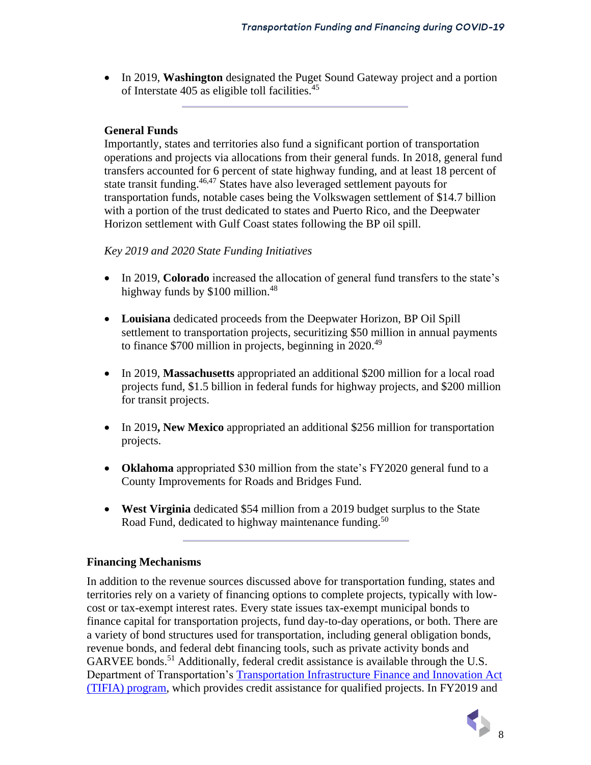- In 2019, **Washington** designated the Puget Sound Gateway project and a portion of Interstate 405 as eligible toll facilities.[45]

---

### General Funds

Importantly, states and territories also fund a significant portion of transportation operations and projects via allocations from their general funds. In 2018, general fund transfers accounted for 6 percent of state highway funding, and at least 18 percent of state transit funding.[46,47] States have also leveraged settlement payouts for transportation funds, notable cases being the Volkswagen settlement of $14.7 billion with a portion of the trust dedicated to states and Puerto Rico, and the Deepwater Horizon settlement with Gulf Coast states following the BP oil spill.

*Key 2019 and 2020 State Funding Initiatives*

- In 2019, **Colorado** increased the allocation of general fund transfers to the state's highway funds by $100 million.[48]
- **Louisiana** dedicated proceeds from the Deepwater Horizon, BP Oil Spill settlement to transportation projects, securitizing $50 million in annual payments to finance $700 million in projects, beginning in 2020.[49]
- In 2019, **Massachusetts** appropriated an additional $200 million for a local road projects fund, $1.5 billion in federal funds for highway projects, and $200 million for transit projects.
- In 2019**, New Mexico** appropriated an additional $256 million for transportation projects.
- **Oklahoma** appropriated $30 million from the state's FY2020 general fund to a County Improvements for Roads and Bridges Fund.
- **West Virginia** dedicated $54 million from a 2019 budget surplus to the State Road Fund, dedicated to highway maintenance funding.[50]

---

### Financing Mechanisms

In addition to the revenue sources discussed above for transportation funding, states and territories rely on a variety of financing options to complete projects, typically with low-cost or tax-exempt interest rates. Every state issues tax-exempt municipal bonds to finance capital for transportation projects, fund day-to-day operations, or both. There are a variety of bond structures used for transportation, including general obligation bonds, revenue bonds, and federal debt financing tools, such as private activity bonds and GARVEE bonds.[51] Additionally, federal credit assistance is available through the U.S. Department of Transportation's Transportation Infrastructure Finance and Innovation Act (TIFIA) program, which provides credit assistance for qualified projects. In FY2019 and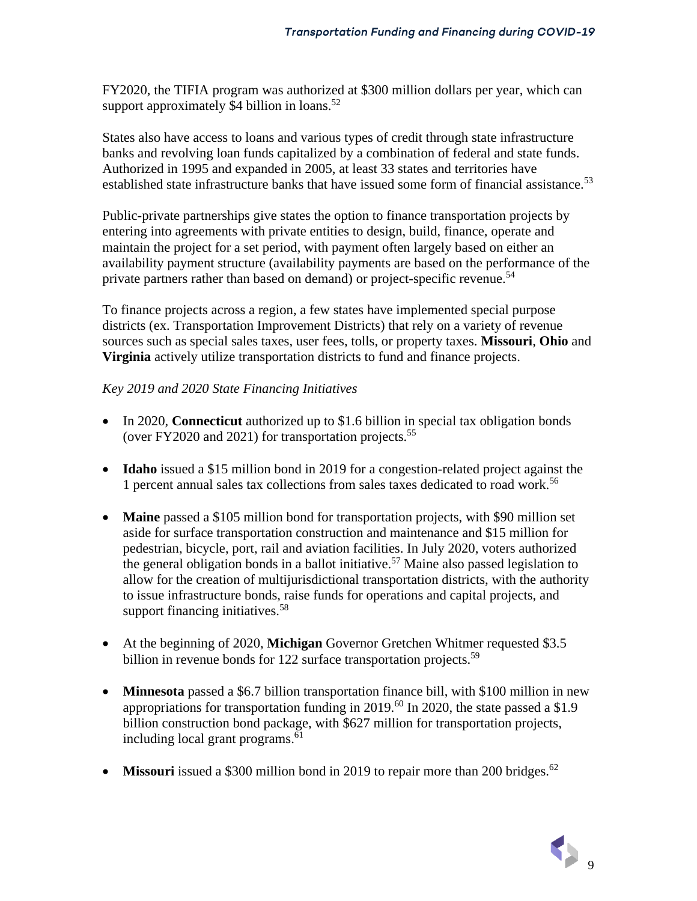FY2020, the TIFIA program was authorized at $300 million dollars per year, which can support approximately $4 billion in loans.[52]

States also have access to loans and various types of credit through state infrastructure banks and revolving loan funds capitalized by a combination of federal and state funds. Authorized in 1995 and expanded in 2005, at least 33 states and territories have established state infrastructure banks that have issued some form of financial assistance.[53]

Public-private partnerships give states the option to finance transportation projects by entering into agreements with private entities to design, build, finance, operate and maintain the project for a set period, with payment often largely based on either an availability payment structure (availability payments are based on the performance of the private partners rather than based on demand) or project-specific revenue.[54]

To finance projects across a region, a few states have implemented special purpose districts (ex. Transportation Improvement Districts) that rely on a variety of revenue sources such as special sales taxes, user fees, tolls, or property taxes. **Missouri**, **Ohio** and **Virginia** actively utilize transportation districts to fund and finance projects.

*Key 2019 and 2020 State Financing Initiatives*

- In 2020, **Connecticut** authorized up to $1.6 billion in special tax obligation bonds (over FY2020 and 2021) for transportation projects.[55]

- **Idaho** issued a $15 million bond in 2019 for a congestion-related project against the 1 percent annual sales tax collections from sales taxes dedicated to road work.[56]

- **Maine** passed a $105 million bond for transportation projects, with $90 million set aside for surface transportation construction and maintenance and $15 million for pedestrian, bicycle, port, rail and aviation facilities. In July 2020, voters authorized the general obligation bonds in a ballot initiative.[57] Maine also passed legislation to allow for the creation of multijurisdictional transportation districts, with the authority to issue infrastructure bonds, raise funds for operations and capital projects, and support financing initiatives.[58]

- At the beginning of 2020, **Michigan** Governor Gretchen Whitmer requested $3.5 billion in revenue bonds for 122 surface transportation projects.[59]

- **Minnesota** passed a $6.7 billion transportation finance bill, with $100 million in new appropriations for transportation funding in 2019.[60] In 2020, the state passed a $1.9 billion construction bond package, with $627 million for transportation projects, including local grant programs.[61]

- **Missouri** issued a $300 million bond in 2019 to repair more than 200 bridges.[62]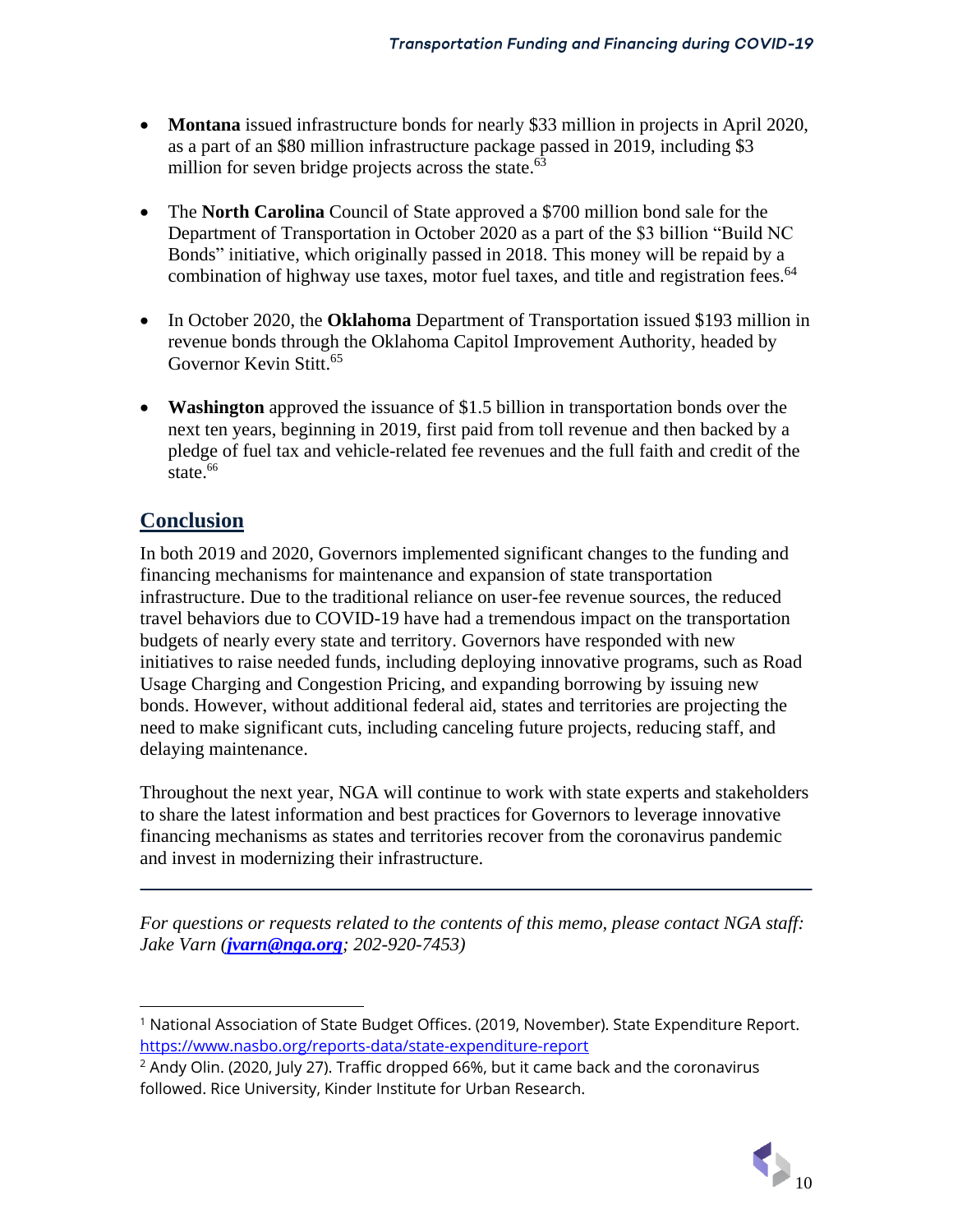- **Montana** issued infrastructure bonds for nearly $33 million in projects in April 2020, as a part of an $80 million infrastructure package passed in 2019, including $3 million for seven bridge projects across the state.[63]

- The **North Carolina** Council of State approved a $700 million bond sale for the Department of Transportation in October 2020 as a part of the $3 billion "Build NC Bonds" initiative, which originally passed in 2018. This money will be repaid by a combination of highway use taxes, motor fuel taxes, and title and registration fees.[64]

- In October 2020, the **Oklahoma** Department of Transportation issued $193 million in revenue bonds through the Oklahoma Capitol Improvement Authority, headed by Governor Kevin Stitt.[65]

- **Washington** approved the issuance of $1.5 billion in transportation bonds over the next ten years, beginning in 2019, first paid from toll revenue and then backed by a pledge of fuel tax and vehicle-related fee revenues and the full faith and credit of the state.[66]

## Conclusion

In both 2019 and 2020, Governors implemented significant changes to the funding and financing mechanisms for maintenance and expansion of state transportation infrastructure. Due to the traditional reliance on user-fee revenue sources, the reduced travel behaviors due to COVID-19 have had a tremendous impact on the transportation budgets of nearly every state and territory. Governors have responded with new initiatives to raise needed funds, including deploying innovative programs, such as Road Usage Charging and Congestion Pricing, and expanding borrowing by issuing new bonds. However, without additional federal aid, states and territories are projecting the need to make significant cuts, including canceling future projects, reducing staff, and delaying maintenance.

Throughout the next year, NGA will continue to work with state experts and stakeholders to share the latest information and best practices for Governors to leverage innovative financing mechanisms as states and territories recover from the coronavirus pandemic and invest in modernizing their infrastructure.

---

*For questions or requests related to the contents of this memo, please contact NGA staff: Jake Varn (**[jvarn@nga.org](mailto:jvarn@nga.org)**; 202-920-7453)*

---

[1] National Association of State Budget Offices. (2019, November). State Expenditure Report. https://www.nasbo.org/reports-data/state-expenditure-report

[2] Andy Olin. (2020, July 27). Traffic dropped 66%, but it came back and the coronavirus followed. Rice University, Kinder Institute for Urban Research.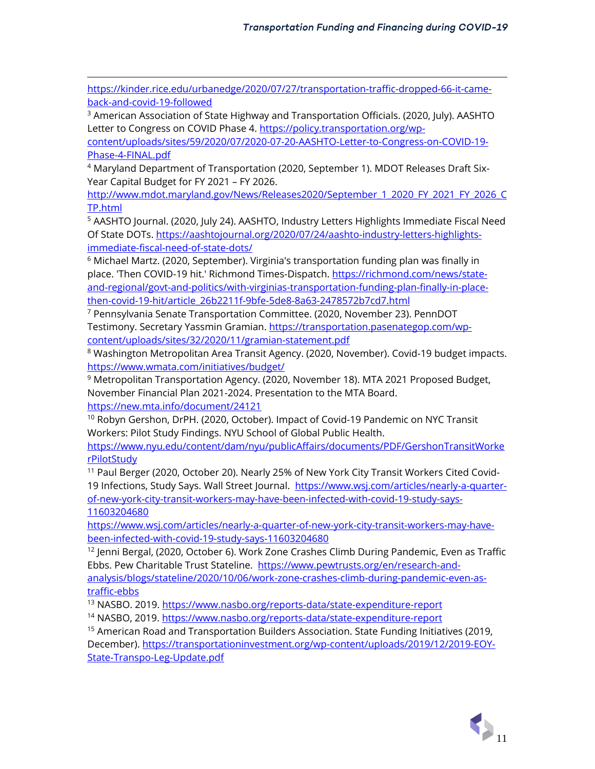https://kinder.rice.edu/urbanedge/2020/07/27/transportation-traffic-dropped-66-it-came-back-and-covid-19-followed

[3] American Association of State Highway and Transportation Officials. (2020, July). AASHTO Letter to Congress on COVID Phase 4. https://policy.transportation.org/wp-content/uploads/sites/59/2020/07/2020-07-20-AASHTO-Letter-to-Congress-on-COVID-19-Phase-4-FINAL.pdf

[4] Maryland Department of Transportation (2020, September 1). MDOT Releases Draft Six-Year Capital Budget for FY 2021 – FY 2026. http://www.mdot.maryland.gov/News/Releases2020/September_1_2020_FY_2021_FY_2026_CTP.html

[5] AASHTO Journal. (2020, July 24). AASHTO, Industry Letters Highlights Immediate Fiscal Need Of State DOTs. https://aashtojournal.org/2020/07/24/aashto-industry-letters-highlights-immediate-fiscal-need-of-state-dots/

[6] Michael Martz. (2020, September). Virginia's transportation funding plan was finally in place. 'Then COVID-19 hit.' Richmond Times-Dispatch. https://richmond.com/news/state-and-regional/govt-and-politics/with-virginias-transportation-funding-plan-finally-in-place-then-covid-19-hit/article_26b2211f-9bfe-5de8-8a63-2478572b7cd7.html

[7] Pennsylvania Senate Transportation Committee. (2020, November 23). PennDOT Testimony. Secretary Yassmin Gramian. https://transportation.pasenategop.com/wp-content/uploads/sites/32/2020/11/gramian-statement.pdf

[8] Washington Metropolitan Area Transit Agency. (2020, November). Covid-19 budget impacts. https://www.wmata.com/initiatives/budget/

[9] Metropolitan Transportation Agency. (2020, November 18). MTA 2021 Proposed Budget, November Financial Plan 2021-2024. Presentation to the MTA Board. https://new.mta.info/document/24121

[10] Robyn Gershon, DrPH. (2020, October). Impact of Covid-19 Pandemic on NYC Transit Workers: Pilot Study Findings. NYU School of Global Public Health. https://www.nyu.edu/content/dam/nyu/publicAffairs/documents/PDF/GershonTransitWorkerPilotStudy

[11] Paul Berger (2020, October 20). Nearly 25% of New York City Transit Workers Cited Covid-19 Infections, Study Says. Wall Street Journal. https://www.wsj.com/articles/nearly-a-quarter-of-new-york-city-transit-workers-may-have-been-infected-with-covid-19-study-says-11603204680 https://www.wsj.com/articles/nearly-a-quarter-of-new-york-city-transit-workers-may-have-been-infected-with-covid-19-study-says-11603204680

[12] Jenni Bergal, (2020, October 6). Work Zone Crashes Climb During Pandemic, Even as Traffic Ebbs. Pew Charitable Trust Stateline. https://www.pewtrusts.org/en/research-and-analysis/blogs/stateline/2020/10/06/work-zone-crashes-climb-during-pandemic-even-as-traffic-ebbs

[13] NASBO. 2019. https://www.nasbo.org/reports-data/state-expenditure-report

[14] NASBO, 2019. https://www.nasbo.org/reports-data/state-expenditure-report

[15] American Road and Transportation Builders Association. State Funding Initiatives (2019, December). https://transportationinvestment.org/wp-content/uploads/2019/12/2019-EOY-State-Transpo-Leg-Update.pdf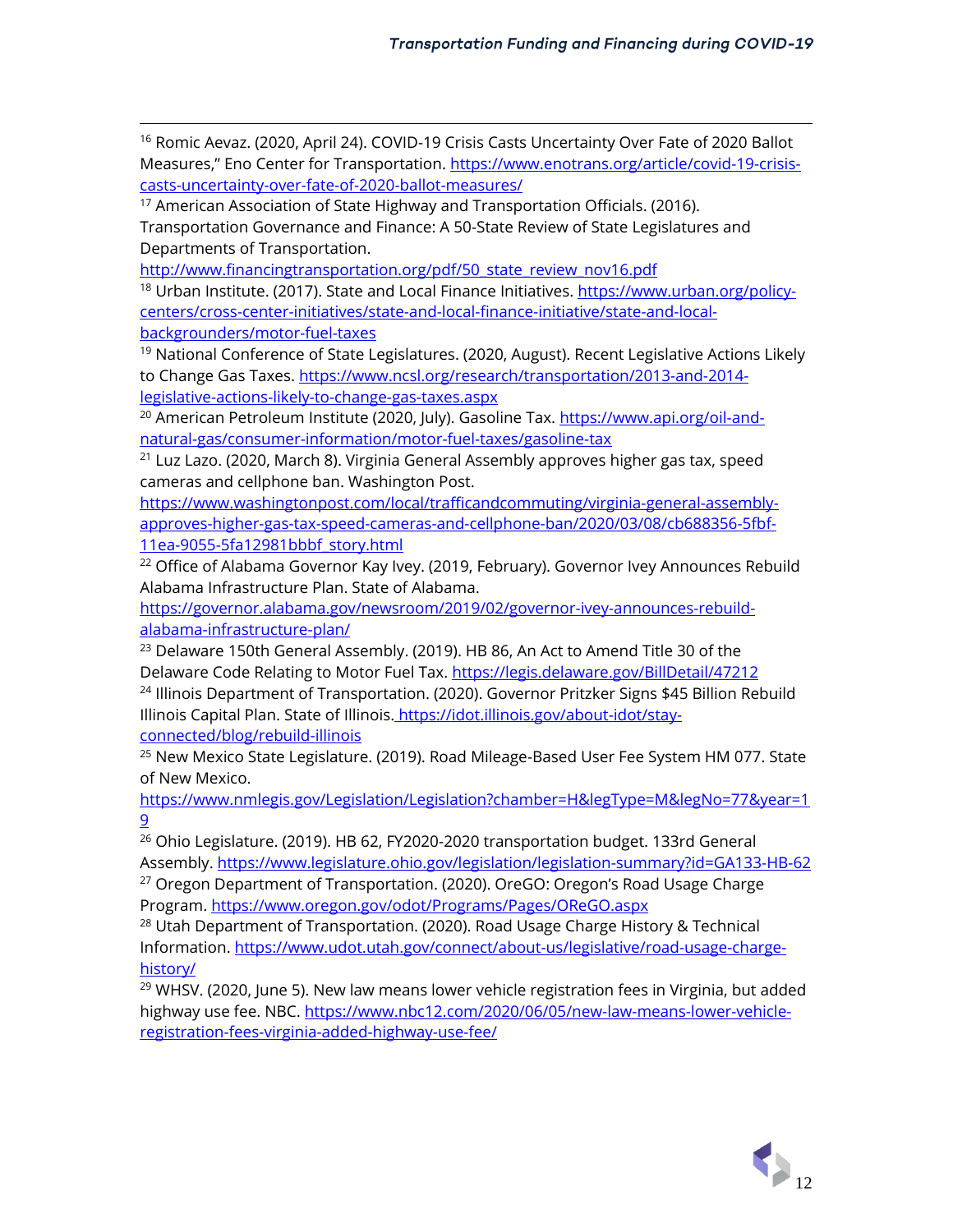[16] Romic Aevaz. (2020, April 24). COVID-19 Crisis Casts Uncertainty Over Fate of 2020 Ballot Measures," Eno Center for Transportation. https://www.enotrans.org/article/covid-19-crisis-casts-uncertainty-over-fate-of-2020-ballot-measures/

[17] American Association of State Highway and Transportation Officials. (2016). Transportation Governance and Finance: A 50-State Review of State Legislatures and Departments of Transportation. http://www.financingtransportation.org/pdf/50_state_review_nov16.pdf

[18] Urban Institute. (2017). State and Local Finance Initiatives. https://www.urban.org/policy-centers/cross-center-initiatives/state-and-local-finance-initiative/state-and-local-backgrounders/motor-fuel-taxes

[19] National Conference of State Legislatures. (2020, August). Recent Legislative Actions Likely to Change Gas Taxes. https://www.ncsl.org/research/transportation/2013-and-2014-legislative-actions-likely-to-change-gas-taxes.aspx

[20] American Petroleum Institute (2020, July). Gasoline Tax. https://www.api.org/oil-and-natural-gas/consumer-information/motor-fuel-taxes/gasoline-tax

[21] Luz Lazo. (2020, March 8). Virginia General Assembly approves higher gas tax, speed cameras and cellphone ban. Washington Post. https://www.washingtonpost.com/local/trafficandcommuting/virginia-general-assembly-approves-higher-gas-tax-speed-cameras-and-cellphone-ban/2020/03/08/cb688356-5fbf-11ea-9055-5fa12981bbbf_story.html

[22] Office of Alabama Governor Kay Ivey. (2019, February). Governor Ivey Announces Rebuild Alabama Infrastructure Plan. State of Alabama. https://governor.alabama.gov/newsroom/2019/02/governor-ivey-announces-rebuild-alabama-infrastructure-plan/

[23] Delaware 150th General Assembly. (2019). HB 86, An Act to Amend Title 30 of the Delaware Code Relating to Motor Fuel Tax. https://legis.delaware.gov/BillDetail/47212

[24] Illinois Department of Transportation. (2020). Governor Pritzker Signs $45 Billion Rebuild Illinois Capital Plan. State of Illinois. https://idot.illinois.gov/about-idot/stay-connected/blog/rebuild-illinois

[25] New Mexico State Legislature. (2019). Road Mileage-Based User Fee System HM 077. State of New Mexico. https://www.nmlegis.gov/Legislation/Legislation?chamber=H&legType=M&legNo=77&year=19

[26] Ohio Legislature. (2019). HB 62, FY2020-2020 transportation budget. 133rd General Assembly. https://www.legislature.ohio.gov/legislation/legislation-summary?id=GA133-HB-62

[27] Oregon Department of Transportation. (2020). OreGO: Oregon's Road Usage Charge Program. https://www.oregon.gov/odot/Programs/Pages/OReGO.aspx

[28] Utah Department of Transportation. (2020). Road Usage Charge History & Technical Information. https://www.udot.utah.gov/connect/about-us/legislative/road-usage-charge-history/

[29] WHSV. (2020, June 5). New law means lower vehicle registration fees in Virginia, but added highway use fee. NBC. https://www.nbc12.com/2020/06/05/new-law-means-lower-vehicle-registration-fees-virginia-added-highway-use-fee/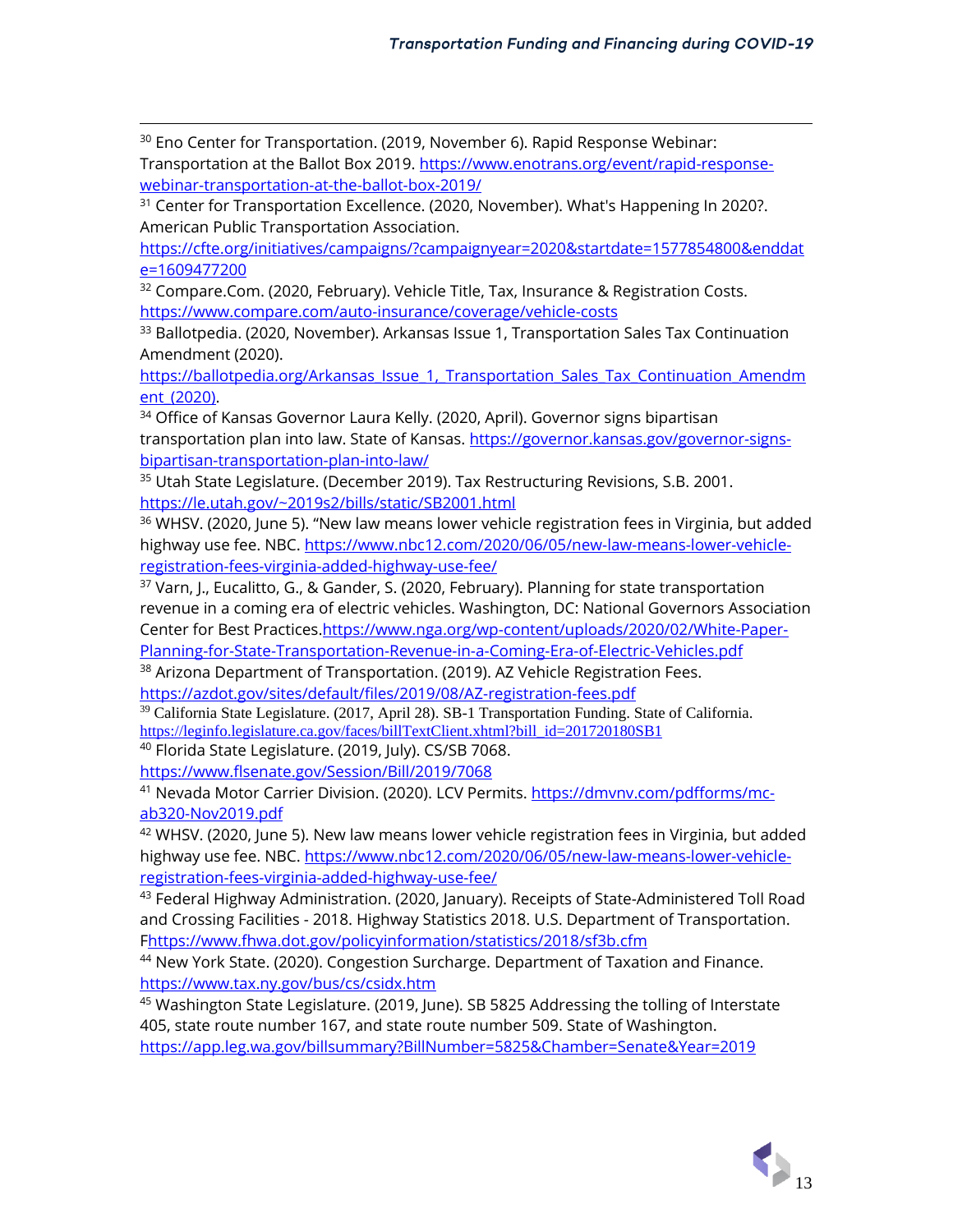[30] Eno Center for Transportation. (2019, November 6). Rapid Response Webinar: Transportation at the Ballot Box 2019. https://www.enotrans.org/event/rapid-response-webinar-transportation-at-the-ballot-box-2019/

[31] Center for Transportation Excellence. (2020, November). What's Happening In 2020?. American Public Transportation Association. https://cfte.org/initiatives/campaigns/?campaignyear=2020&startdate=1577854800&enddate=1609477200

[32] Compare.Com. (2020, February). Vehicle Title, Tax, Insurance & Registration Costs. https://www.compare.com/auto-insurance/coverage/vehicle-costs

[33] Ballotpedia. (2020, November). Arkansas Issue 1, Transportation Sales Tax Continuation Amendment (2020). https://ballotpedia.org/Arkansas_Issue_1,_Transportation_Sales_Tax_Continuation_Amendment_(2020).

[34] Office of Kansas Governor Laura Kelly. (2020, April). Governor signs bipartisan transportation plan into law. State of Kansas. https://governor.kansas.gov/governor-signs-bipartisan-transportation-plan-into-law/

[35] Utah State Legislature. (December 2019). Tax Restructuring Revisions, S.B. 2001. https://le.utah.gov/~2019s2/bills/static/SB2001.html

[36] WHSV. (2020, June 5). "New law means lower vehicle registration fees in Virginia, but added highway use fee. NBC. https://www.nbc12.com/2020/06/05/new-law-means-lower-vehicle-registration-fees-virginia-added-highway-use-fee/

[37] Varn, J., Eucalitto, G., & Gander, S. (2020, February). Planning for state transportation revenue in a coming era of electric vehicles. Washington, DC: National Governors Association Center for Best Practices.https://www.nga.org/wp-content/uploads/2020/02/White-Paper-Planning-for-State-Transportation-Revenue-in-a-Coming-Era-of-Electric-Vehicles.pdf

[38] Arizona Department of Transportation. (2019). AZ Vehicle Registration Fees. https://azdot.gov/sites/default/files/2019/08/AZ-registration-fees.pdf

[39] California State Legislature. (2017, April 28). SB-1 Transportation Funding. State of California. https://leginfo.legislature.ca.gov/faces/billTextClient.xhtml?bill_id=201720180SB1

[40] Florida State Legislature. (2019, July). CS/SB 7068. https://www.flsenate.gov/Session/Bill/2019/7068

[41] Nevada Motor Carrier Division. (2020). LCV Permits. https://dmvnv.com/pdfforms/mc-ab320-Nov2019.pdf

[42] WHSV. (2020, June 5). New law means lower vehicle registration fees in Virginia, but added highway use fee. NBC. https://www.nbc12.com/2020/06/05/new-law-means-lower-vehicle-registration-fees-virginia-added-highway-use-fee/

[43] Federal Highway Administration. (2020, January). Receipts of State-Administered Toll Road and Crossing Facilities - 2018. Highway Statistics 2018. U.S. Department of Transportation. Fhttps://www.fhwa.dot.gov/policyinformation/statistics/2018/sf3b.cfm

[44] New York State. (2020). Congestion Surcharge. Department of Taxation and Finance. https://www.tax.ny.gov/bus/cs/csidx.htm

[45] Washington State Legislature. (2019, June). SB 5825 Addressing the tolling of Interstate 405, state route number 167, and state route number 509. State of Washington. https://app.leg.wa.gov/billsummary?BillNumber=5825&Chamber=Senate&Year=2019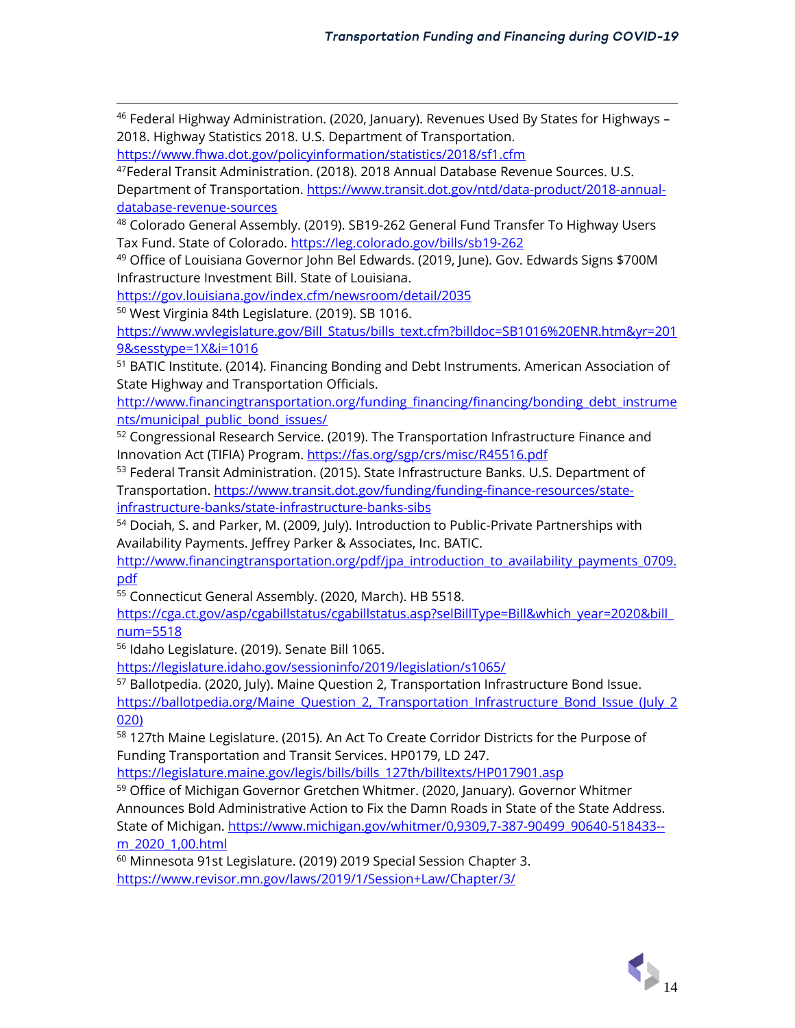[46] Federal Highway Administration. (2020, January). Revenues Used By States for Highways – 2018. Highway Statistics 2018. U.S. Department of Transportation. https://www.fhwa.dot.gov/policyinformation/statistics/2018/sf1.cfm

[47] Federal Transit Administration. (2018). 2018 Annual Database Revenue Sources. U.S. Department of Transportation. https://www.transit.dot.gov/ntd/data-product/2018-annual-database-revenue-sources

[48] Colorado General Assembly. (2019). SB19-262 General Fund Transfer To Highway Users Tax Fund. State of Colorado. https://leg.colorado.gov/bills/sb19-262

[49] Office of Louisiana Governor John Bel Edwards. (2019, June). Gov. Edwards Signs $700M Infrastructure Investment Bill. State of Louisiana. https://gov.louisiana.gov/index.cfm/newsroom/detail/2035

[50] West Virginia 84th Legislature. (2019). SB 1016. https://www.wvlegislature.gov/Bill_Status/bills_text.cfm?billdoc=SB1016%20ENR.htm&yr=2019&sesstype=1X&i=1016

[51] BATIC Institute. (2014). Financing Bonding and Debt Instruments. American Association of State Highway and Transportation Officials. http://www.financingtransportation.org/funding_financing/financing/bonding_debt_instruments/municipal_public_bond_issues/

[52] Congressional Research Service. (2019). The Transportation Infrastructure Finance and Innovation Act (TIFIA) Program. https://fas.org/sgp/crs/misc/R45516.pdf

[53] Federal Transit Administration. (2015). State Infrastructure Banks. U.S. Department of Transportation. https://www.transit.dot.gov/funding/funding-finance-resources/state-infrastructure-banks/state-infrastructure-banks-sibs

[54] Dociah, S. and Parker, M. (2009, July). Introduction to Public-Private Partnerships with Availability Payments. Jeffrey Parker & Associates, Inc. BATIC. http://www.financingtransportation.org/pdf/jpa_introduction_to_availability_payments_0709.pdf

[55] Connecticut General Assembly. (2020, March). HB 5518. https://cga.ct.gov/asp/cgabillstatus/cgabillstatus.asp?selBillType=Bill&which_year=2020&bill_num=5518

[56] Idaho Legislature. (2019). Senate Bill 1065. https://legislature.idaho.gov/sessioninfo/2019/legislation/s1065/

[57] Ballotpedia. (2020, July). Maine Question 2, Transportation Infrastructure Bond Issue. https://ballotpedia.org/Maine_Question_2,_Transportation_Infrastructure_Bond_Issue_(July_2020)

[58] 127th Maine Legislature. (2015). An Act To Create Corridor Districts for the Purpose of Funding Transportation and Transit Services. HP0179, LD 247. https://legislature.maine.gov/legis/bills/bills_127th/billtexts/HP017901.asp

[59] Office of Michigan Governor Gretchen Whitmer. (2020, January). Governor Whitmer Announces Bold Administrative Action to Fix the Damn Roads in State of the State Address. State of Michigan. https://www.michigan.gov/whitmer/0,9309,7-387-90499_90640-518433--m_2020_1,00.html

[60] Minnesota 91st Legislature. (2019) 2019 Special Session Chapter 3. https://www.revisor.mn.gov/laws/2019/1/Session+Law/Chapter/3/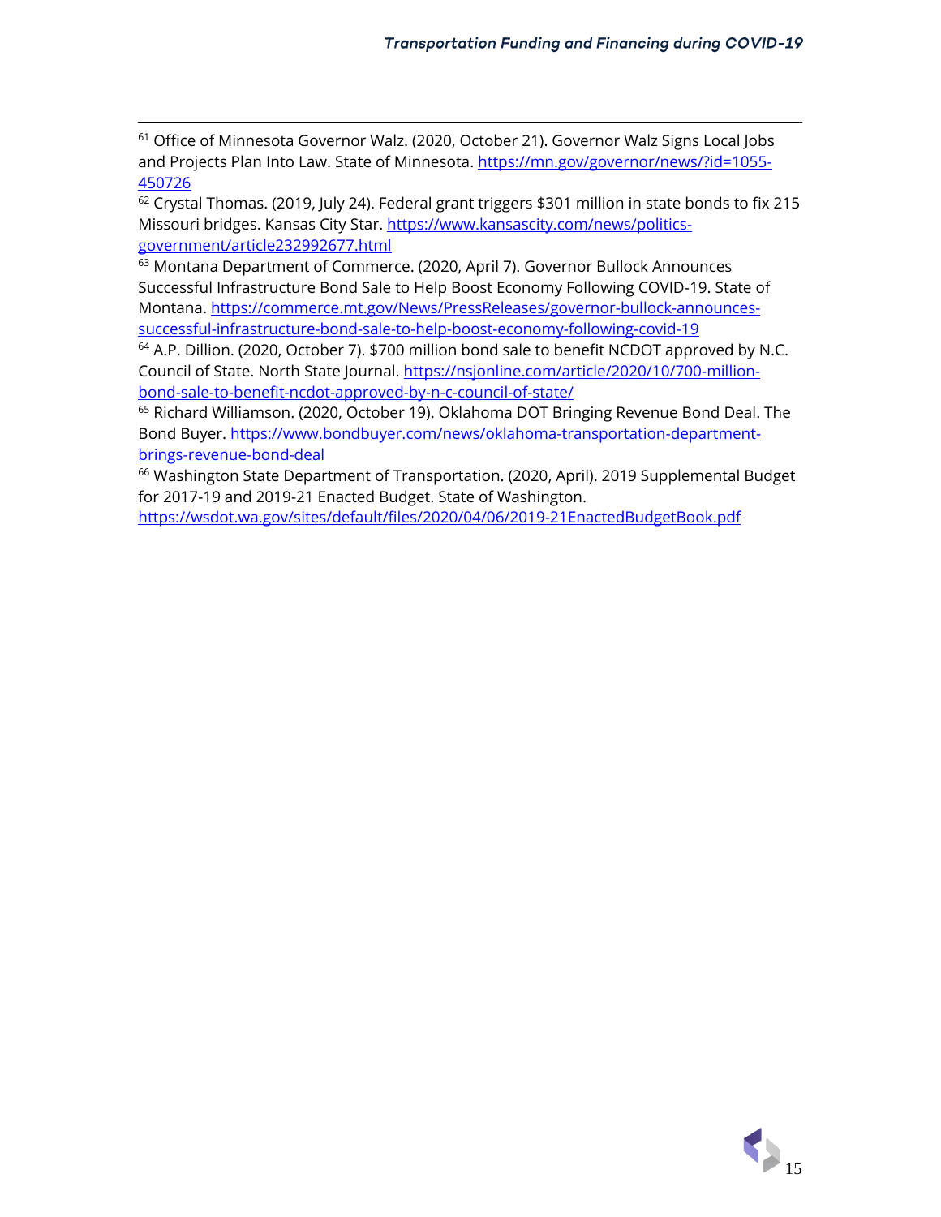[61] Office of Minnesota Governor Walz. (2020, October 21). Governor Walz Signs Local Jobs and Projects Plan Into Law. State of Minnesota. https://mn.gov/governor/news/?id=1055-450726

[62] Crystal Thomas. (2019, July 24). Federal grant triggers $301 million in state bonds to fix 215 Missouri bridges. Kansas City Star. https://www.kansascity.com/news/politics-government/article232992677.html

[63] Montana Department of Commerce. (2020, April 7). Governor Bullock Announces Successful Infrastructure Bond Sale to Help Boost Economy Following COVID-19. State of Montana. https://commerce.mt.gov/News/PressReleases/governor-bullock-announces-successful-infrastructure-bond-sale-to-help-boost-economy-following-covid-19

[64] A.P. Dillion. (2020, October 7). $700 million bond sale to benefit NCDOT approved by N.C. Council of State. North State Journal. https://nsjonline.com/article/2020/10/700-million-bond-sale-to-benefit-ncdot-approved-by-n-c-council-of-state/

[65] Richard Williamson. (2020, October 19). Oklahoma DOT Bringing Revenue Bond Deal. The Bond Buyer. https://www.bondbuyer.com/news/oklahoma-transportation-department-brings-revenue-bond-deal

[66] Washington State Department of Transportation. (2020, April). 2019 Supplemental Budget for 2017-19 and 2019-21 Enacted Budget. State of Washington. https://wsdot.wa.gov/sites/default/files/2020/04/06/2019-21EnactedBudgetBook.pdf